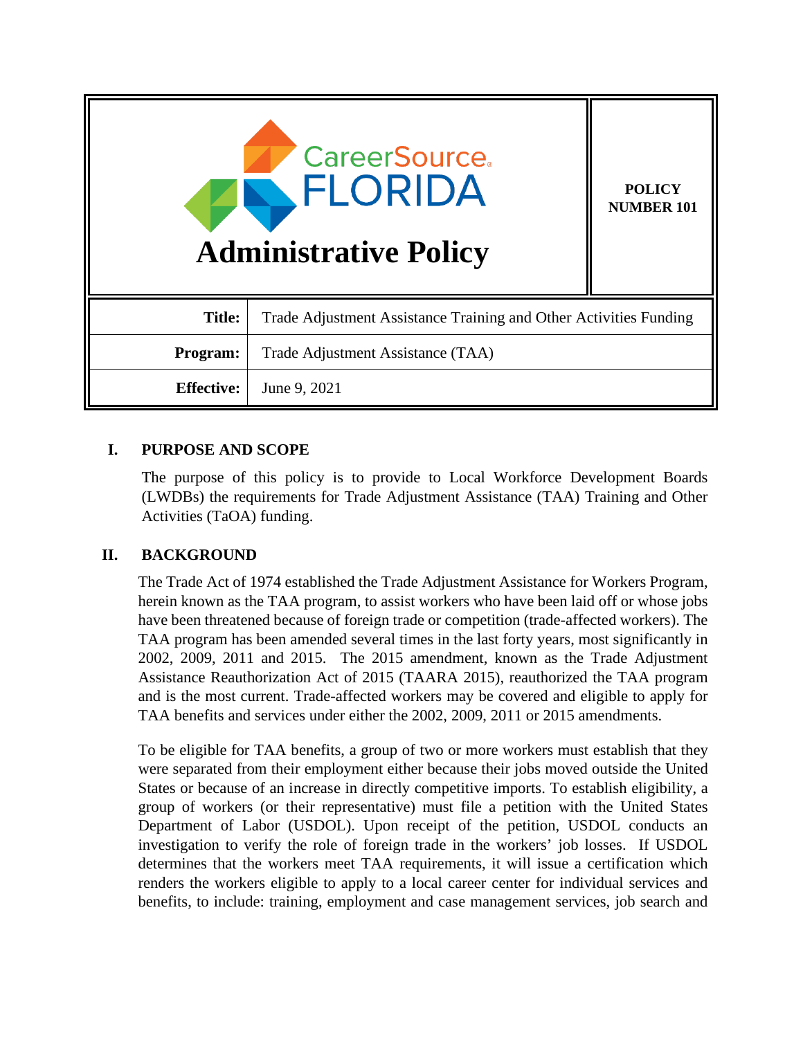| CareerSource FLORIDA **Administrative Policy** | **POLICY NUMBER 101** |
| --- | --- |

| | |
| --- | --- |
| **Title:** | Trade Adjustment Assistance Training and Other Activities Funding |
| **Program:** | Trade Adjustment Assistance (TAA) |
| **Effective:** | June 9, 2021 |

## I. PURPOSE AND SCOPE

The purpose of this policy is to provide to Local Workforce Development Boards (LWDBs) the requirements for Trade Adjustment Assistance (TAA) Training and Other Activities (TaOA) funding.

## II. BACKGROUND

The Trade Act of 1974 established the Trade Adjustment Assistance for Workers Program, herein known as the TAA program, to assist workers who have been laid off or whose jobs have been threatened because of foreign trade or competition (trade-affected workers). The TAA program has been amended several times in the last forty years, most significantly in 2002, 2009, 2011 and 2015. The 2015 amendment, known as the Trade Adjustment Assistance Reauthorization Act of 2015 (TAARA 2015), reauthorized the TAA program and is the most current. Trade-affected workers may be covered and eligible to apply for TAA benefits and services under either the 2002, 2009, 2011 or 2015 amendments.

To be eligible for TAA benefits, a group of two or more workers must establish that they were separated from their employment either because their jobs moved outside the United States or because of an increase in directly competitive imports. To establish eligibility, a group of workers (or their representative) must file a petition with the United States Department of Labor (USDOL). Upon receipt of the petition, USDOL conducts an investigation to verify the role of foreign trade in the workers' job losses. If USDOL determines that the workers meet TAA requirements, it will issue a certification which renders the workers eligible to apply to a local career center for individual services and benefits, to include: training, employment and case management services, job search and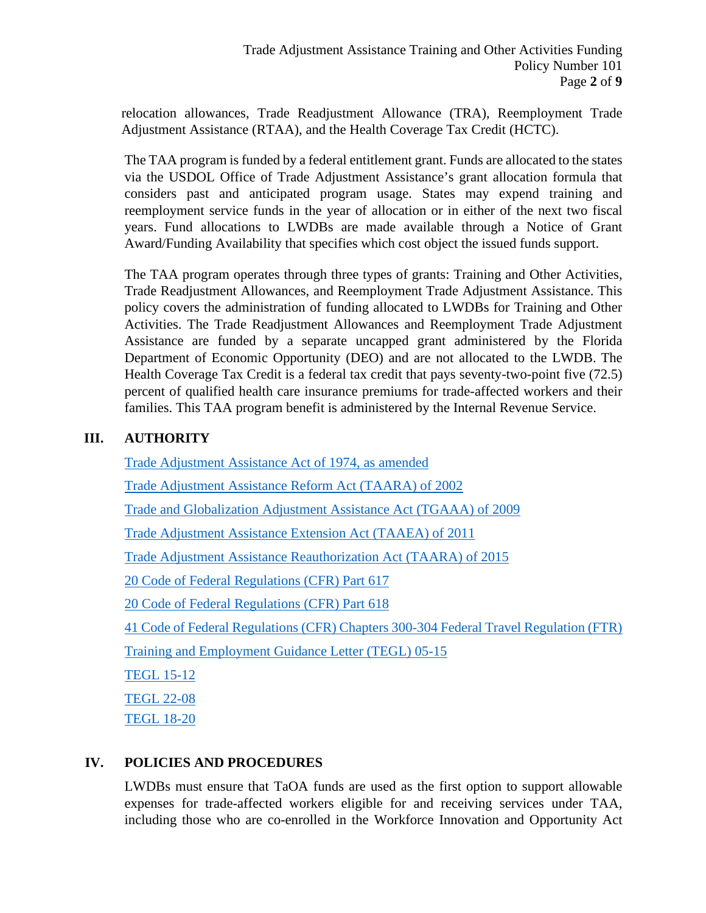relocation allowances, Trade Readjustment Allowance (TRA), Reemployment Trade Adjustment Assistance (RTAA), and the Health Coverage Tax Credit (HCTC).

The TAA program is funded by a federal entitlement grant. Funds are allocated to the states via the USDOL Office of Trade Adjustment Assistance's grant allocation formula that considers past and anticipated program usage. States may expend training and reemployment service funds in the year of allocation or in either of the next two fiscal years. Fund allocations to LWDBs are made available through a Notice of Grant Award/Funding Availability that specifies which cost object the issued funds support.

The TAA program operates through three types of grants: Training and Other Activities, Trade Readjustment Allowances, and Reemployment Trade Adjustment Assistance. This policy covers the administration of funding allocated to LWDBs for Training and Other Activities. The Trade Readjustment Allowances and Reemployment Trade Adjustment Assistance are funded by a separate uncapped grant administered by the Florida Department of Economic Opportunity (DEO) and are not allocated to the LWDB. The Health Coverage Tax Credit is a federal tax credit that pays seventy-two-point five (72.5) percent of qualified health care insurance premiums for trade-affected workers and their families. This TAA program benefit is administered by the Internal Revenue Service.

## III. AUTHORITY

Trade Adjustment Assistance Act of 1974, as amended

Trade Adjustment Assistance Reform Act (TAARA) of 2002

Trade and Globalization Adjustment Assistance Act (TGAAA) of 2009

Trade Adjustment Assistance Extension Act (TAAEA) of 2011

Trade Adjustment Assistance Reauthorization Act (TAARA) of 2015

20 Code of Federal Regulations (CFR) Part 617

20 Code of Federal Regulations (CFR) Part 618

41 Code of Federal Regulations (CFR) Chapters 300-304 Federal Travel Regulation (FTR)

Training and Employment Guidance Letter (TEGL) 05-15

TEGL 15-12

TEGL 22-08

TEGL 18-20

## IV. POLICIES AND PROCEDURES

LWDBs must ensure that TaOA funds are used as the first option to support allowable expenses for trade-affected workers eligible for and receiving services under TAA, including those who are co-enrolled in the Workforce Innovation and Opportunity Act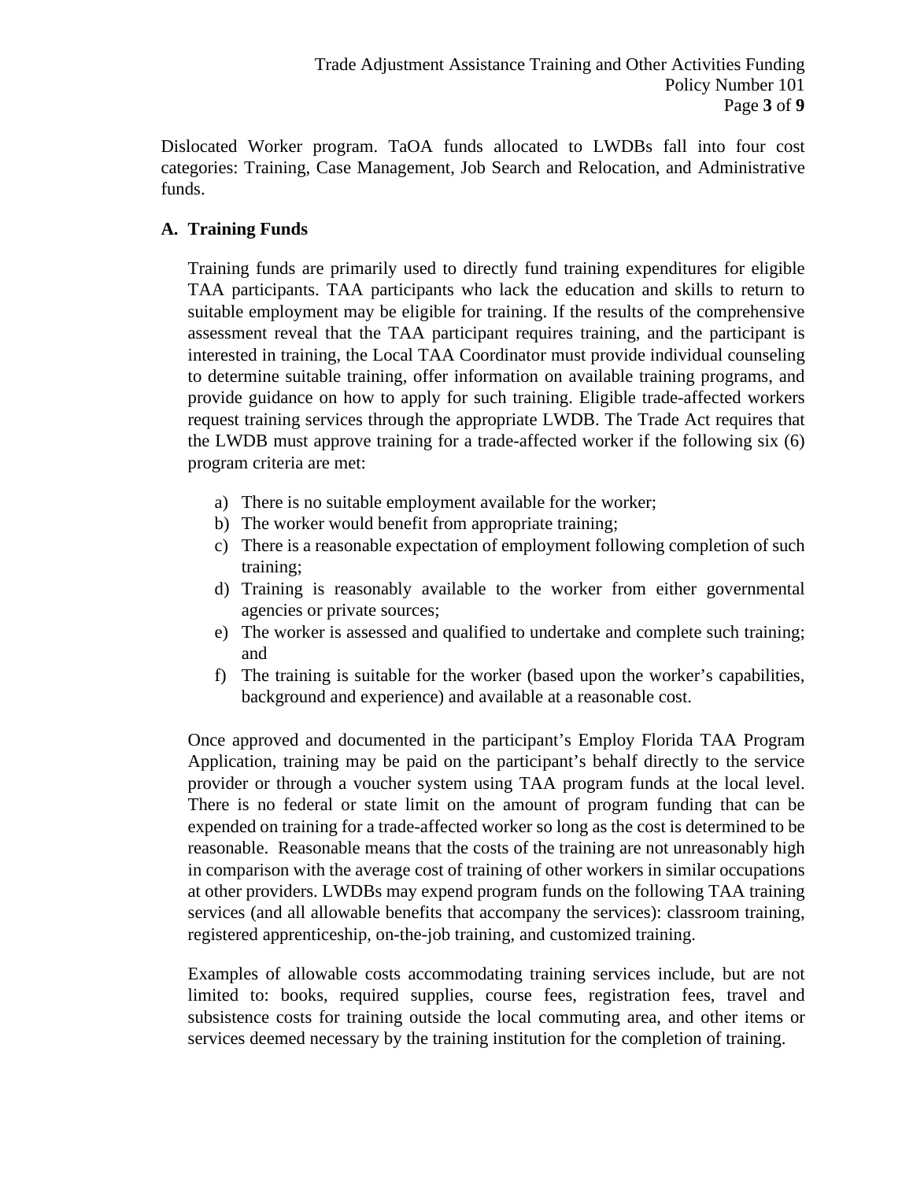Dislocated Worker program. TaOA funds allocated to LWDBs fall into four cost categories: Training, Case Management, Job Search and Relocation, and Administrative funds.

## A. Training Funds

Training funds are primarily used to directly fund training expenditures for eligible TAA participants. TAA participants who lack the education and skills to return to suitable employment may be eligible for training. If the results of the comprehensive assessment reveal that the TAA participant requires training, and the participant is interested in training, the Local TAA Coordinator must provide individual counseling to determine suitable training, offer information on available training programs, and provide guidance on how to apply for such training. Eligible trade-affected workers request training services through the appropriate LWDB. The Trade Act requires that the LWDB must approve training for a trade-affected worker if the following six (6) program criteria are met:

a) There is no suitable employment available for the worker;
b) The worker would benefit from appropriate training;
c) There is a reasonable expectation of employment following completion of such training;
d) Training is reasonably available to the worker from either governmental agencies or private sources;
e) The worker is assessed and qualified to undertake and complete such training; and
f) The training is suitable for the worker (based upon the worker's capabilities, background and experience) and available at a reasonable cost.

Once approved and documented in the participant's Employ Florida TAA Program Application, training may be paid on the participant's behalf directly to the service provider or through a voucher system using TAA program funds at the local level. There is no federal or state limit on the amount of program funding that can be expended on training for a trade-affected worker so long as the cost is determined to be reasonable. Reasonable means that the costs of the training are not unreasonably high in comparison with the average cost of training of other workers in similar occupations at other providers. LWDBs may expend program funds on the following TAA training services (and all allowable benefits that accompany the services): classroom training, registered apprenticeship, on-the-job training, and customized training.

Examples of allowable costs accommodating training services include, but are not limited to: books, required supplies, course fees, registration fees, travel and subsistence costs for training outside the local commuting area, and other items or services deemed necessary by the training institution for the completion of training.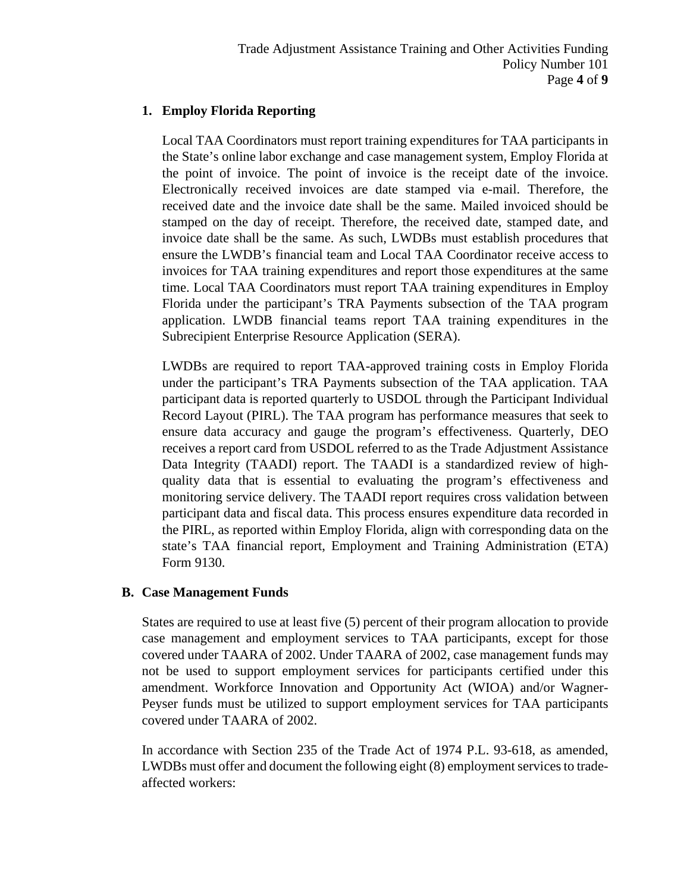### 1. Employ Florida Reporting

Local TAA Coordinators must report training expenditures for TAA participants in the State's online labor exchange and case management system, Employ Florida at the point of invoice. The point of invoice is the receipt date of the invoice. Electronically received invoices are date stamped via e-mail. Therefore, the received date and the invoice date shall be the same. Mailed invoiced should be stamped on the day of receipt. Therefore, the received date, stamped date, and invoice date shall be the same. As such, LWDBs must establish procedures that ensure the LWDB's financial team and Local TAA Coordinator receive access to invoices for TAA training expenditures and report those expenditures at the same time. Local TAA Coordinators must report TAA training expenditures in Employ Florida under the participant's TRA Payments subsection of the TAA program application. LWDB financial teams report TAA training expenditures in the Subrecipient Enterprise Resource Application (SERA).

LWDBs are required to report TAA-approved training costs in Employ Florida under the participant's TRA Payments subsection of the TAA application. TAA participant data is reported quarterly to USDOL through the Participant Individual Record Layout (PIRL). The TAA program has performance measures that seek to ensure data accuracy and gauge the program's effectiveness. Quarterly, DEO receives a report card from USDOL referred to as the Trade Adjustment Assistance Data Integrity (TAADI) report. The TAADI is a standardized review of high-quality data that is essential to evaluating the program's effectiveness and monitoring service delivery. The TAADI report requires cross validation between participant data and fiscal data. This process ensures expenditure data recorded in the PIRL, as reported within Employ Florida, align with corresponding data on the state's TAA financial report, Employment and Training Administration (ETA) Form 9130.

## B. Case Management Funds

States are required to use at least five (5) percent of their program allocation to provide case management and employment services to TAA participants, except for those covered under TAARA of 2002. Under TAARA of 2002, case management funds may not be used to support employment services for participants certified under this amendment. Workforce Innovation and Opportunity Act (WIOA) and/or Wagner-Peyser funds must be utilized to support employment services for TAA participants covered under TAARA of 2002.

In accordance with Section 235 of the Trade Act of 1974 P.L. 93-618, as amended, LWDBs must offer and document the following eight (8) employment services to trade-affected workers: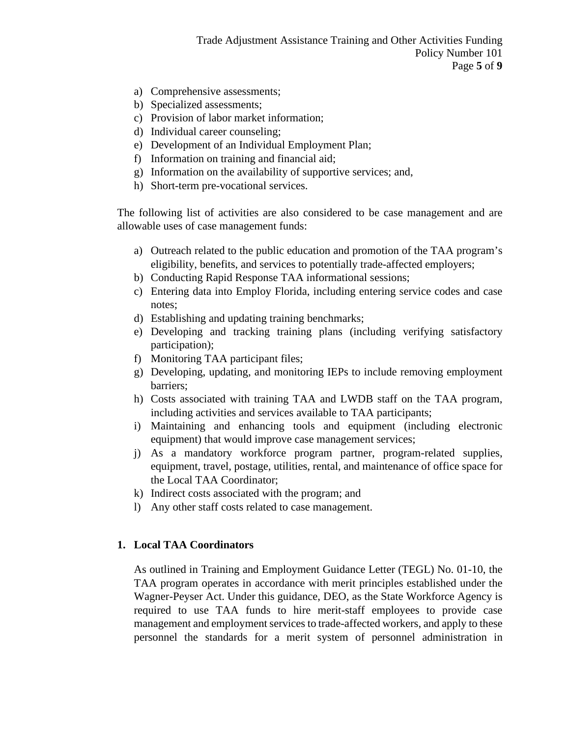a) Comprehensive assessments;
b) Specialized assessments;
c) Provision of labor market information;
d) Individual career counseling;
e) Development of an Individual Employment Plan;
f) Information on training and financial aid;
g) Information on the availability of supportive services; and,
h) Short-term pre-vocational services.

The following list of activities are also considered to be case management and are allowable uses of case management funds:

a) Outreach related to the public education and promotion of the TAA program's eligibility, benefits, and services to potentially trade-affected employers;
b) Conducting Rapid Response TAA informational sessions;
c) Entering data into Employ Florida, including entering service codes and case notes;
d) Establishing and updating training benchmarks;
e) Developing and tracking training plans (including verifying satisfactory participation);
f) Monitoring TAA participant files;
g) Developing, updating, and monitoring IEPs to include removing employment barriers;
h) Costs associated with training TAA and LWDB staff on the TAA program, including activities and services available to TAA participants;
i) Maintaining and enhancing tools and equipment (including electronic equipment) that would improve case management services;
j) As a mandatory workforce program partner, program-related supplies, equipment, travel, postage, utilities, rental, and maintenance of office space for the Local TAA Coordinator;
k) Indirect costs associated with the program; and
l) Any other staff costs related to case management.

**1. Local TAA Coordinators**

As outlined in Training and Employment Guidance Letter (TEGL) No. 01-10, the TAA program operates in accordance with merit principles established under the Wagner-Peyser Act. Under this guidance, DEO, as the State Workforce Agency is required to use TAA funds to hire merit-staff employees to provide case management and employment services to trade-affected workers, and apply to these personnel the standards for a merit system of personnel administration in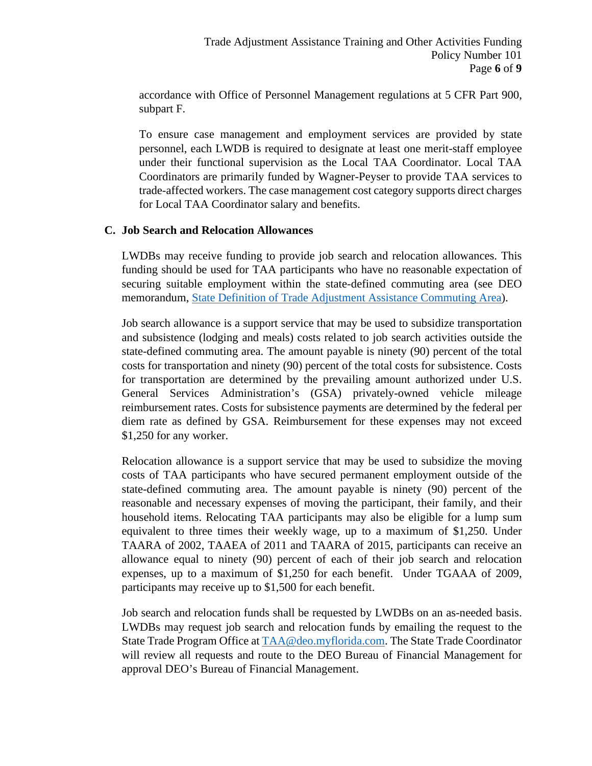accordance with Office of Personnel Management regulations at 5 CFR Part 900, subpart F.

To ensure case management and employment services are provided by state personnel, each LWDB is required to designate at least one merit-staff employee under their functional supervision as the Local TAA Coordinator. Local TAA Coordinators are primarily funded by Wagner-Peyser to provide TAA services to trade-affected workers. The case management cost category supports direct charges for Local TAA Coordinator salary and benefits.

### C. Job Search and Relocation Allowances

LWDBs may receive funding to provide job search and relocation allowances. This funding should be used for TAA participants who have no reasonable expectation of securing suitable employment within the state-defined commuting area (see DEO memorandum, State Definition of Trade Adjustment Assistance Commuting Area).

Job search allowance is a support service that may be used to subsidize transportation and subsistence (lodging and meals) costs related to job search activities outside the state-defined commuting area. The amount payable is ninety (90) percent of the total costs for transportation and ninety (90) percent of the total costs for subsistence. Costs for transportation are determined by the prevailing amount authorized under U.S. General Services Administration's (GSA) privately-owned vehicle mileage reimbursement rates. Costs for subsistence payments are determined by the federal per diem rate as defined by GSA. Reimbursement for these expenses may not exceed $1,250 for any worker.

Relocation allowance is a support service that may be used to subsidize the moving costs of TAA participants who have secured permanent employment outside of the state-defined commuting area. The amount payable is ninety (90) percent of the reasonable and necessary expenses of moving the participant, their family, and their household items. Relocating TAA participants may also be eligible for a lump sum equivalent to three times their weekly wage, up to a maximum of $1,250. Under TAARA of 2002, TAAEA of 2011 and TAARA of 2015, participants can receive an allowance equal to ninety (90) percent of each of their job search and relocation expenses, up to a maximum of $1,250 for each benefit. Under TGAAA of 2009, participants may receive up to $1,500 for each benefit.

Job search and relocation funds shall be requested by LWDBs on an as-needed basis. LWDBs may request job search and relocation funds by emailing the request to the State Trade Program Office at TAA@deo.myflorida.com. The State Trade Coordinator will review all requests and route to the DEO Bureau of Financial Management for approval DEO's Bureau of Financial Management.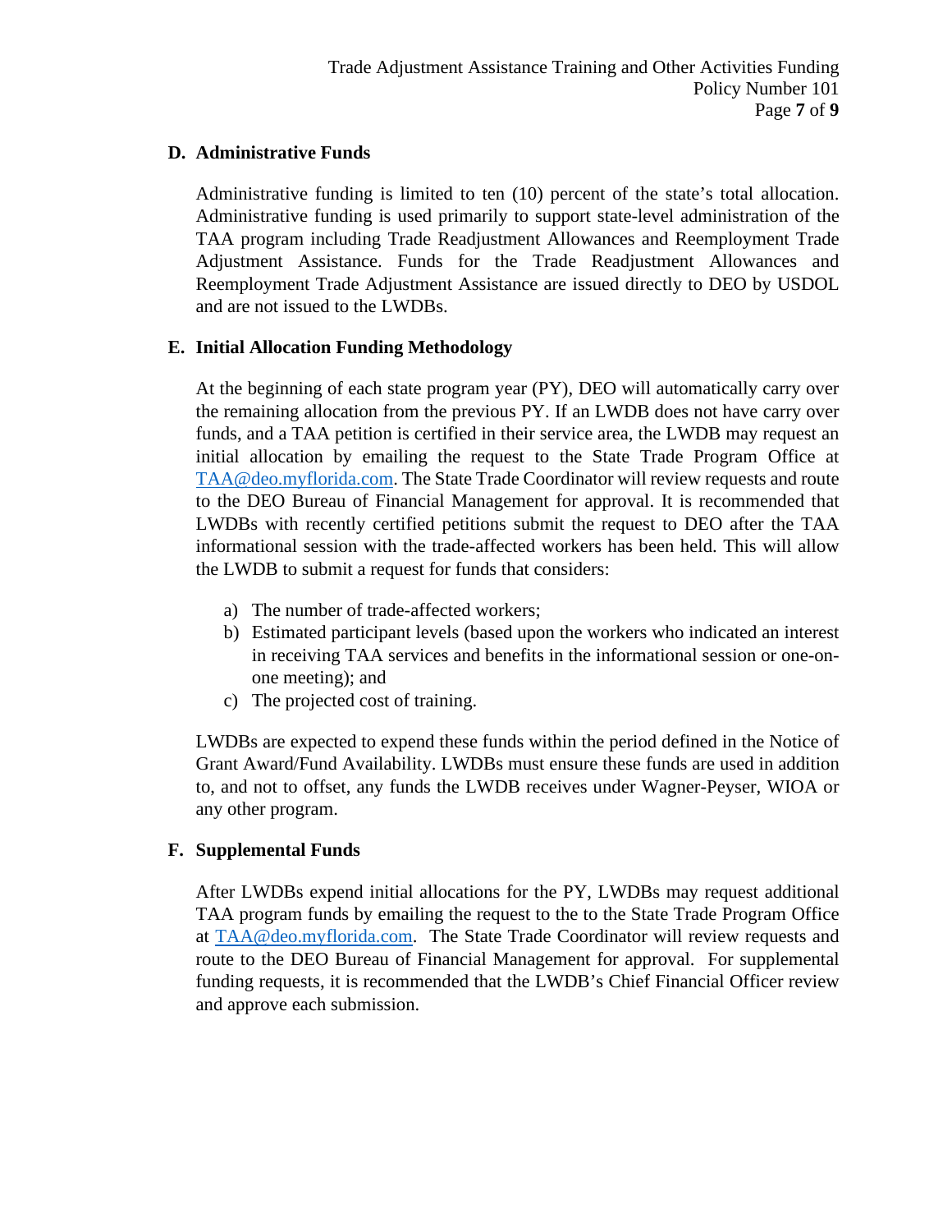## D. Administrative Funds

Administrative funding is limited to ten (10) percent of the state's total allocation. Administrative funding is used primarily to support state-level administration of the TAA program including Trade Readjustment Allowances and Reemployment Trade Adjustment Assistance. Funds for the Trade Readjustment Allowances and Reemployment Trade Adjustment Assistance are issued directly to DEO by USDOL and are not issued to the LWDBs.

## E. Initial Allocation Funding Methodology

At the beginning of each state program year (PY), DEO will automatically carry over the remaining allocation from the previous PY. If an LWDB does not have carry over funds, and a TAA petition is certified in their service area, the LWDB may request an initial allocation by emailing the request to the State Trade Program Office at TAA@deo.myflorida.com. The State Trade Coordinator will review requests and route to the DEO Bureau of Financial Management for approval. It is recommended that LWDBs with recently certified petitions submit the request to DEO after the TAA informational session with the trade-affected workers has been held. This will allow the LWDB to submit a request for funds that considers:

a) The number of trade-affected workers;
b) Estimated participant levels (based upon the workers who indicated an interest in receiving TAA services and benefits in the informational session or one-on-one meeting); and
c) The projected cost of training.

LWDBs are expected to expend these funds within the period defined in the Notice of Grant Award/Fund Availability. LWDBs must ensure these funds are used in addition to, and not to offset, any funds the LWDB receives under Wagner-Peyser, WIOA or any other program.

## F. Supplemental Funds

After LWDBs expend initial allocations for the PY, LWDBs may request additional TAA program funds by emailing the request to the to the State Trade Program Office at TAA@deo.myflorida.com. The State Trade Coordinator will review requests and route to the DEO Bureau of Financial Management for approval. For supplemental funding requests, it is recommended that the LWDB's Chief Financial Officer review and approve each submission.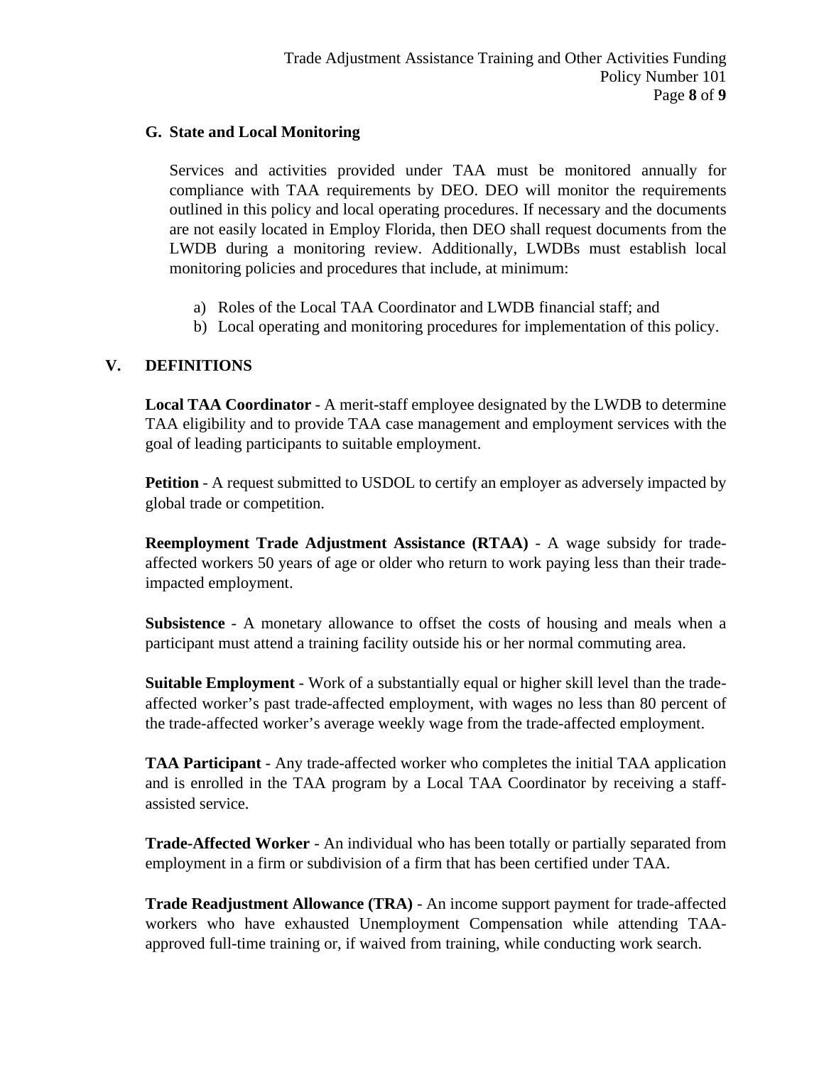### G. State and Local Monitoring

Services and activities provided under TAA must be monitored annually for compliance with TAA requirements by DEO. DEO will monitor the requirements outlined in this policy and local operating procedures. If necessary and the documents are not easily located in Employ Florida, then DEO shall request documents from the LWDB during a monitoring review. Additionally, LWDBs must establish local monitoring policies and procedures that include, at minimum:

a) Roles of the Local TAA Coordinator and LWDB financial staff; and
b) Local operating and monitoring procedures for implementation of this policy.

## V. DEFINITIONS

**Local TAA Coordinator** - A merit-staff employee designated by the LWDB to determine TAA eligibility and to provide TAA case management and employment services with the goal of leading participants to suitable employment.

**Petition** - A request submitted to USDOL to certify an employer as adversely impacted by global trade or competition.

**Reemployment Trade Adjustment Assistance (RTAA)** - A wage subsidy for trade-affected workers 50 years of age or older who return to work paying less than their trade-impacted employment.

**Subsistence** - A monetary allowance to offset the costs of housing and meals when a participant must attend a training facility outside his or her normal commuting area.

**Suitable Employment** - Work of a substantially equal or higher skill level than the trade-affected worker's past trade-affected employment, with wages no less than 80 percent of the trade-affected worker's average weekly wage from the trade-affected employment.

**TAA Participant** - Any trade-affected worker who completes the initial TAA application and is enrolled in the TAA program by a Local TAA Coordinator by receiving a staff-assisted service.

**Trade-Affected Worker** - An individual who has been totally or partially separated from employment in a firm or subdivision of a firm that has been certified under TAA.

**Trade Readjustment Allowance (TRA)** - An income support payment for trade-affected workers who have exhausted Unemployment Compensation while attending TAA-approved full-time training or, if waived from training, while conducting work search.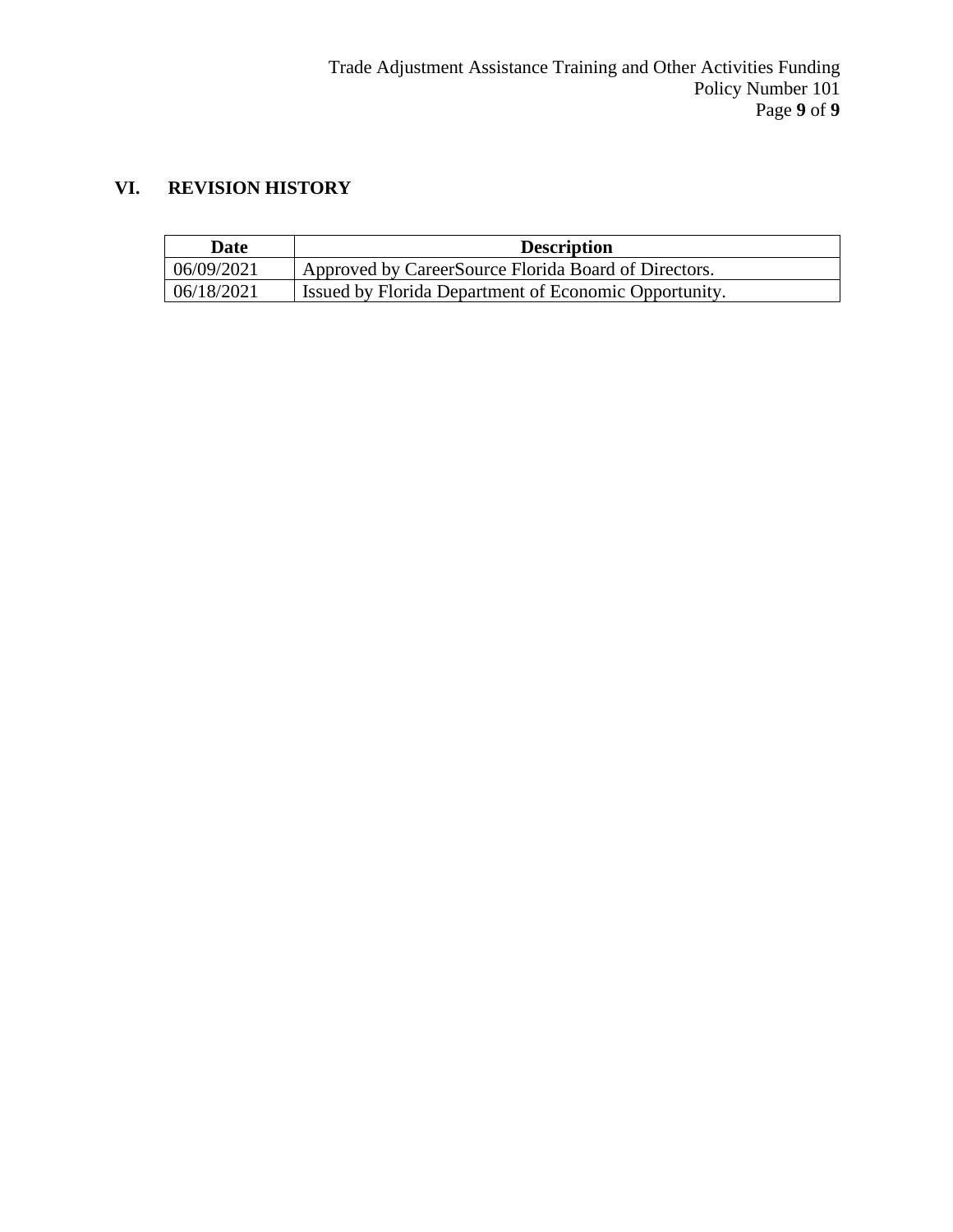## VI. REVISION HISTORY

| Date | Description |
|---|---|
| 06/09/2021 | Approved by CareerSource Florida Board of Directors. |
| 06/18/2021 | Issued by Florida Department of Economic Opportunity. |